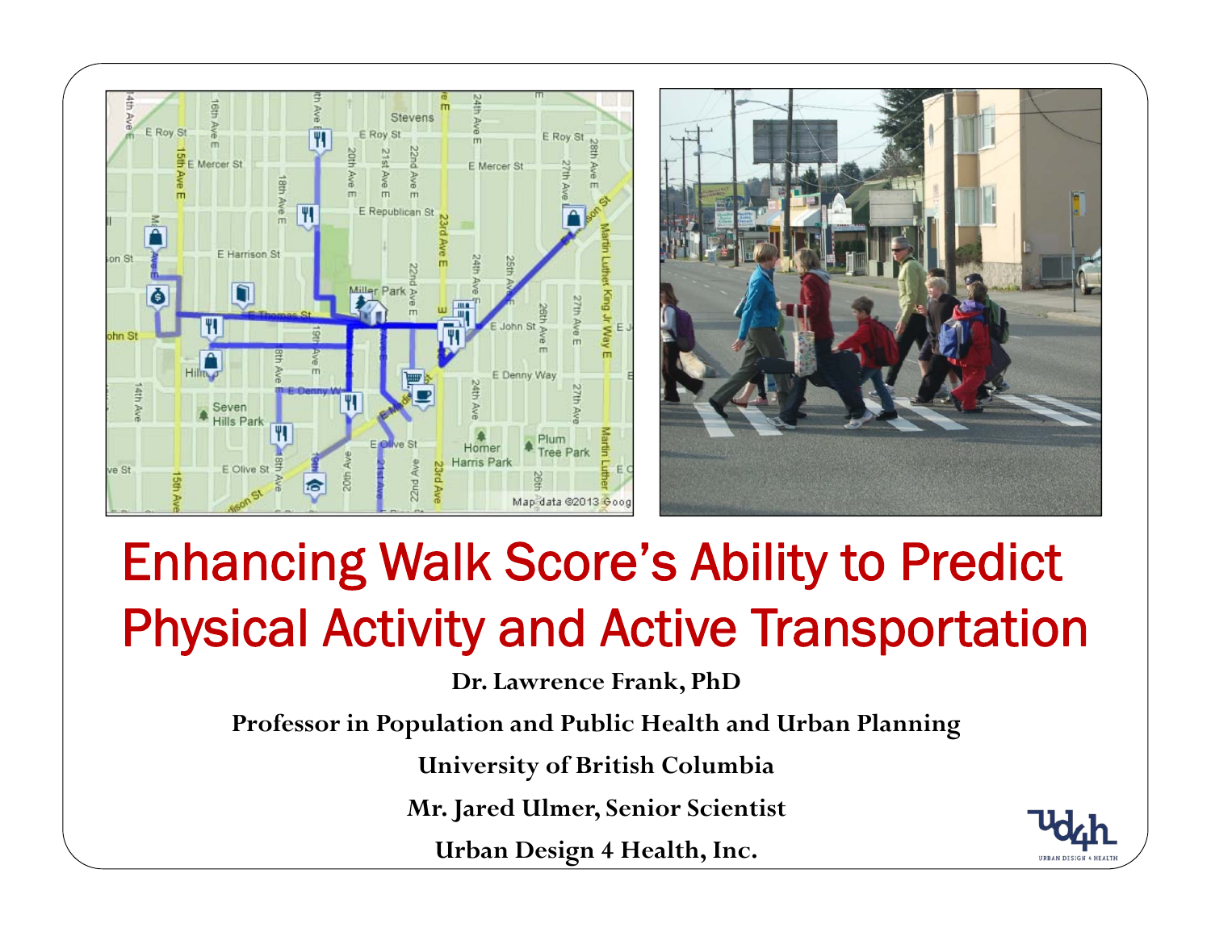# Enhancing Walk Score's Ability to Predict Physical Activity and Active Transportation

**Dr. Lawrence Frank, PhD**

**Professor in Population and Public Health and Urban Planning**

**University of British Columbia**

**Mr. Jared Ulmer, Senior Scientist**

**Urban Design 4 Health, Inc.**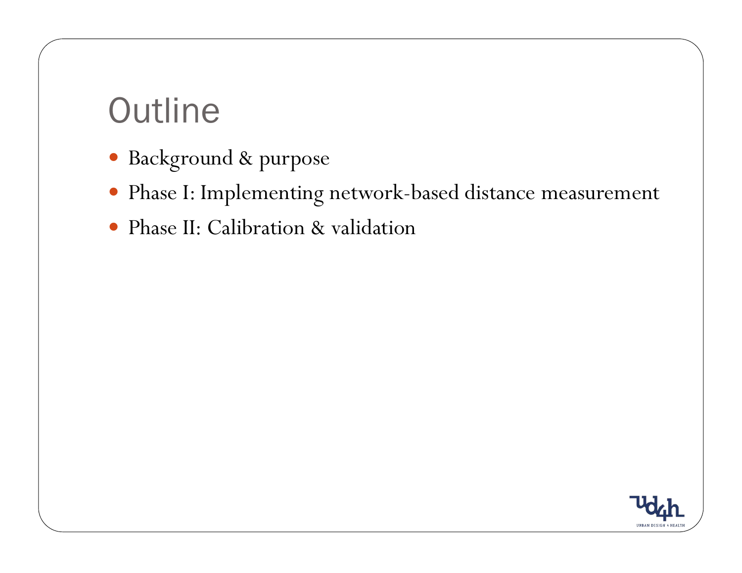# Outline

- Background & purpose
- Phase I: Implementing network-based distance measurement
- Phase II: Calibration & validation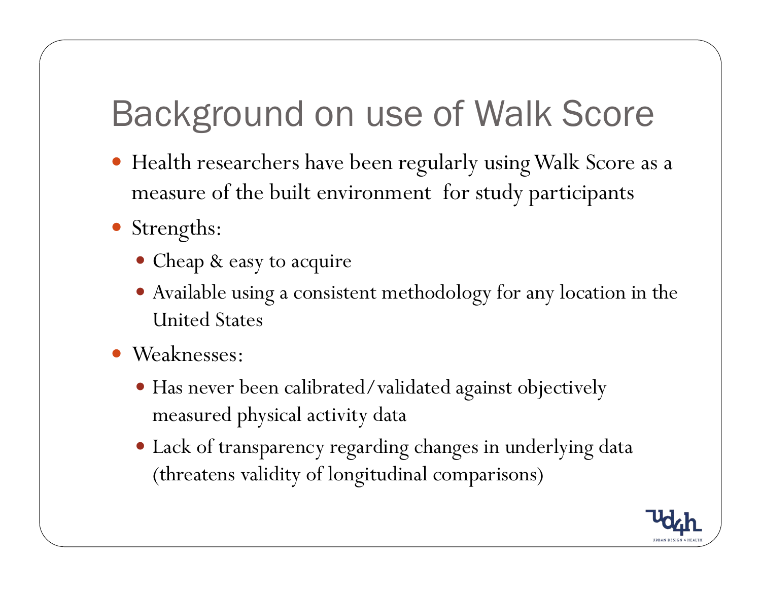# Background on use of Walk Score

- Health researchers have been regularly using Walk Score as a measure of the built environment for study participants
- Strengths:
  - Cheap & easy to acquire
  - Available using a consistent methodology for any location in the United States
- Weaknesses:
  - Has never been calibrated/validated against objectively measured physical activity data
  - Lack of transparency regarding changes in underlying data (threatens validity of longitudinal comparisons)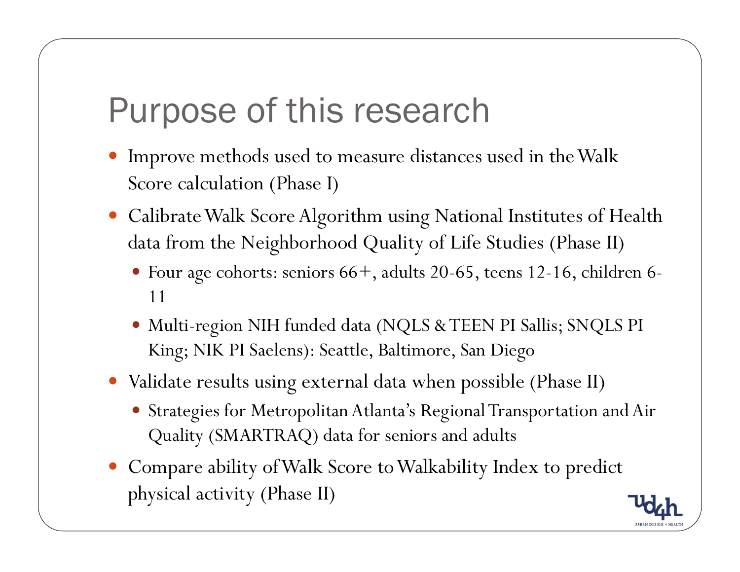# Purpose of this research

- Improve methods used to measure distances used in the Walk Score calculation (Phase I)
- Calibrate Walk Score Algorithm using National Institutes of Health data from the Neighborhood Quality of Life Studies (Phase II)
  - Four age cohorts: seniors 66+, adults 20-65, teens 12-16, children 6-11
  - Multi-region NIH funded data (NQLS & TEEN PI Sallis; SNQLS PI King; NIK PI Saelens): Seattle, Baltimore, San Diego
- Validate results using external data when possible (Phase II)
  - Strategies for Metropolitan Atlanta's Regional Transportation and Air Quality (SMARTRAQ) data for seniors and adults
- Compare ability of Walk Score to Walkability Index to predict physical activity (Phase II)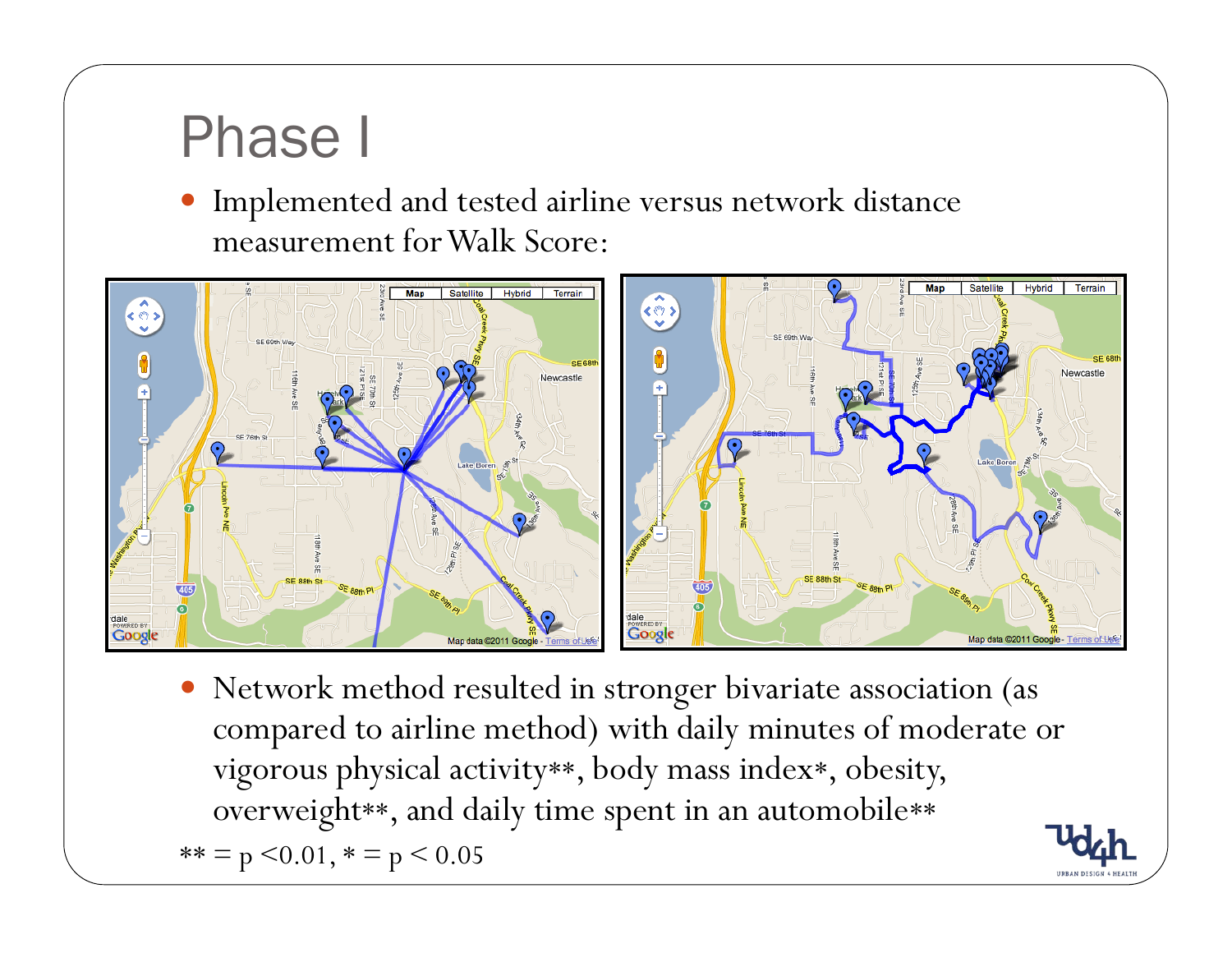# Phase I

- Implemented and tested airline versus network distance measurement for Walk Score:

- Network method resulted in stronger bivariate association (as compared to airline method) with daily minutes of moderate or vigorous physical activity**, body mass index*, obesity, overweight**, and daily time spent in an automobile**

** = $p < 0.01$, * = $p < 0.05$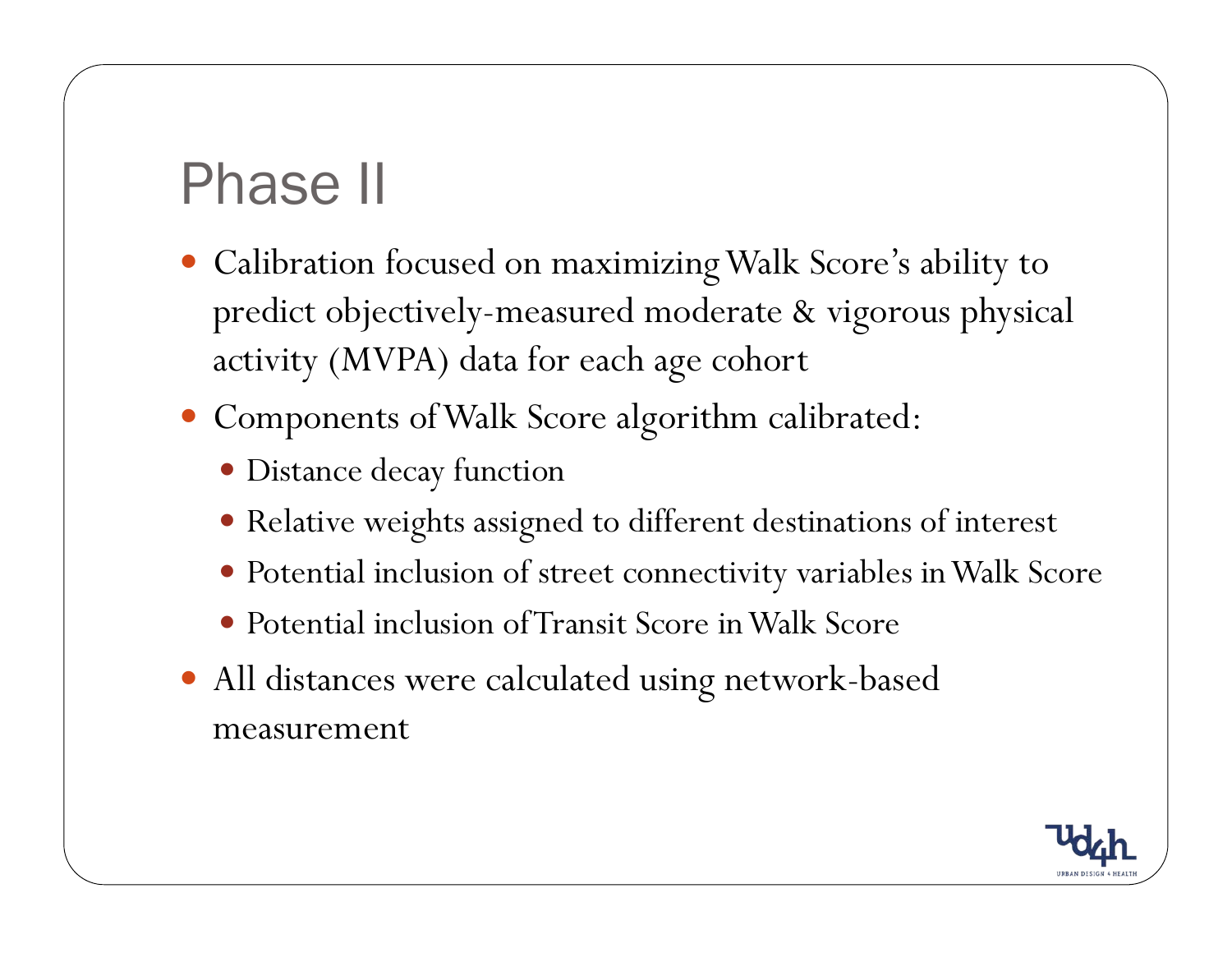# Phase II

- Calibration focused on maximizing Walk Score's ability to predict objectively-measured moderate & vigorous physical activity (MVPA) data for each age cohort
- Components of Walk Score algorithm calibrated:
  - Distance decay function
  - Relative weights assigned to different destinations of interest
  - Potential inclusion of street connectivity variables in Walk Score
  - Potential inclusion of Transit Score in Walk Score
- All distances were calculated using network-based measurement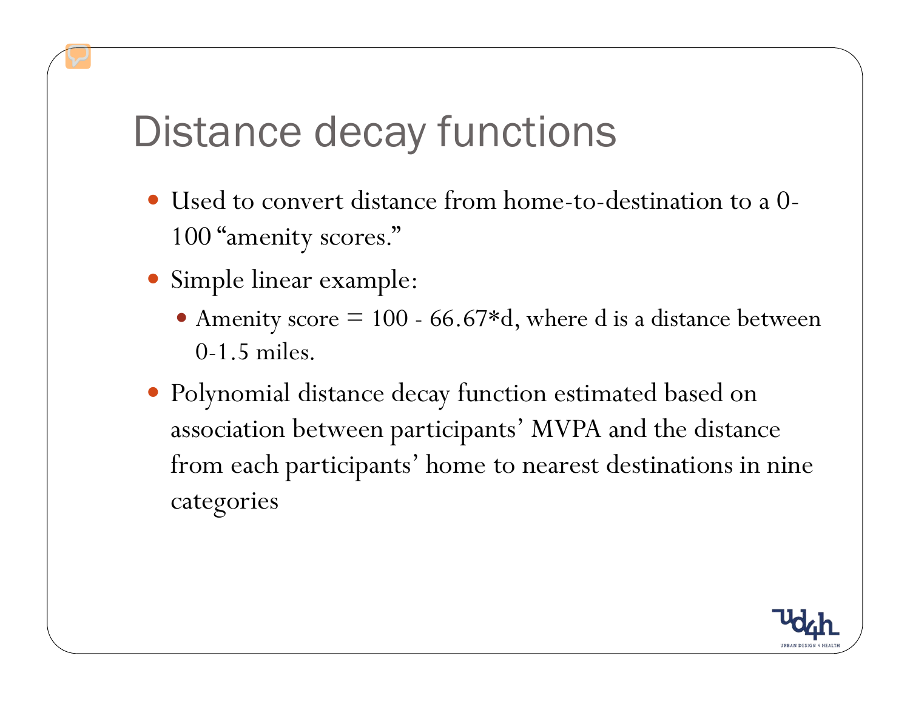# Distance decay functions

- Used to convert distance from home-to-destination to a 0-100 "amenity scores."
- Simple linear example:
  - Amenity score = 100 - 66.67*d, where d is a distance between 0-1.5 miles.
- Polynomial distance decay function estimated based on association between participants' MVPA and the distance from each participants' home to nearest destinations in nine categories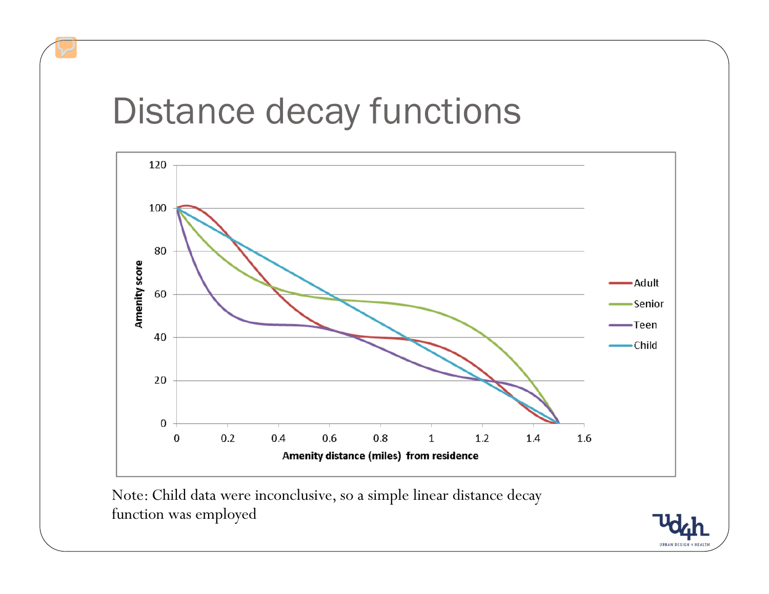# Distance decay functions

Note: Child data were inconclusive, so a simple linear distance decay function was employed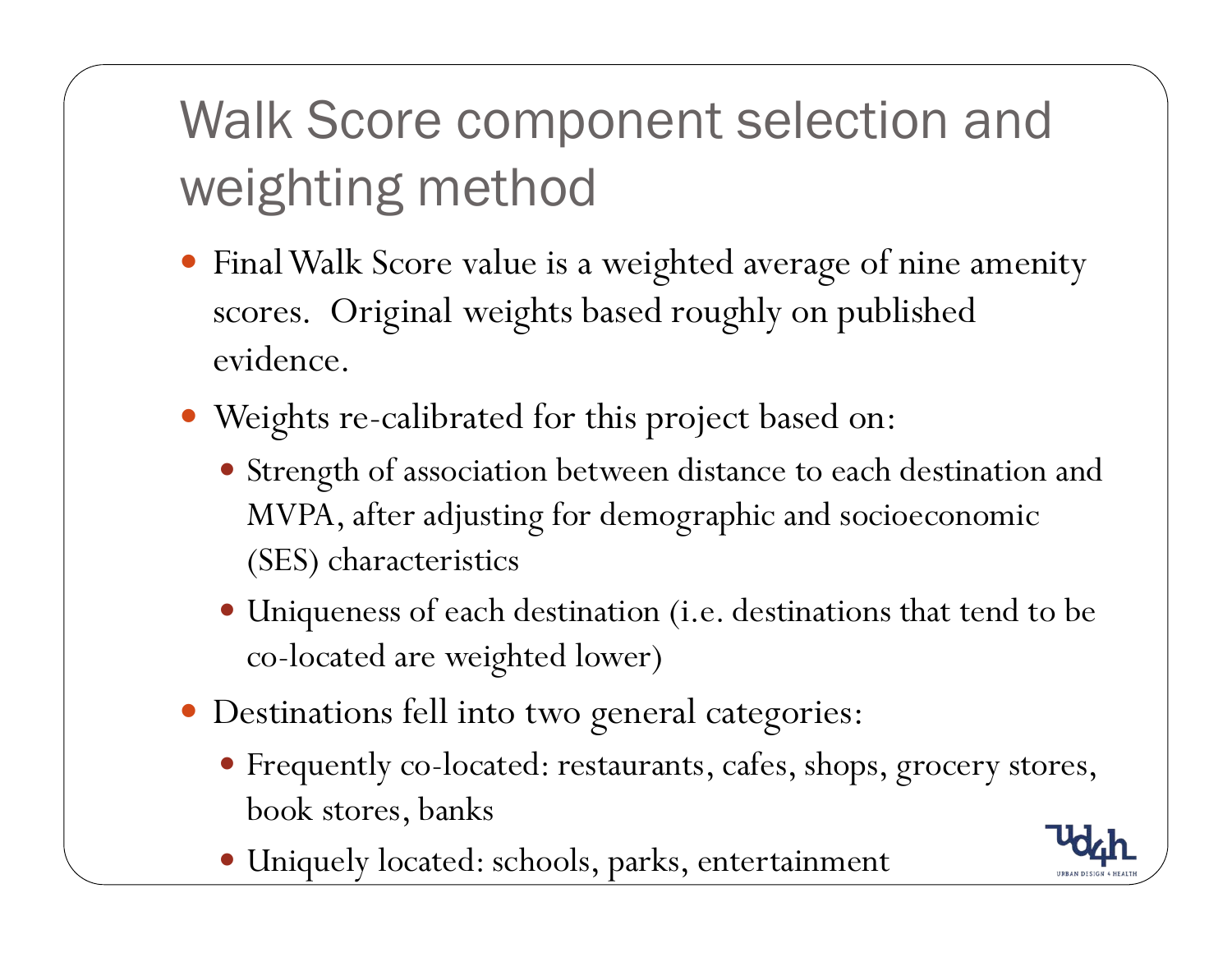# Walk Score component selection and weighting method

- Final Walk Score value is a weighted average of nine amenity scores. Original weights based roughly on published evidence.
- Weights re-calibrated for this project based on:
  - Strength of association between distance to each destination and MVPA, after adjusting for demographic and socioeconomic (SES) characteristics
  - Uniqueness of each destination (i.e. destinations that tend to be co-located are weighted lower)
- Destinations fell into two general categories:
  - Frequently co-located: restaurants, cafes, shops, grocery stores, book stores, banks
  - Uniquely located: schools, parks, entertainment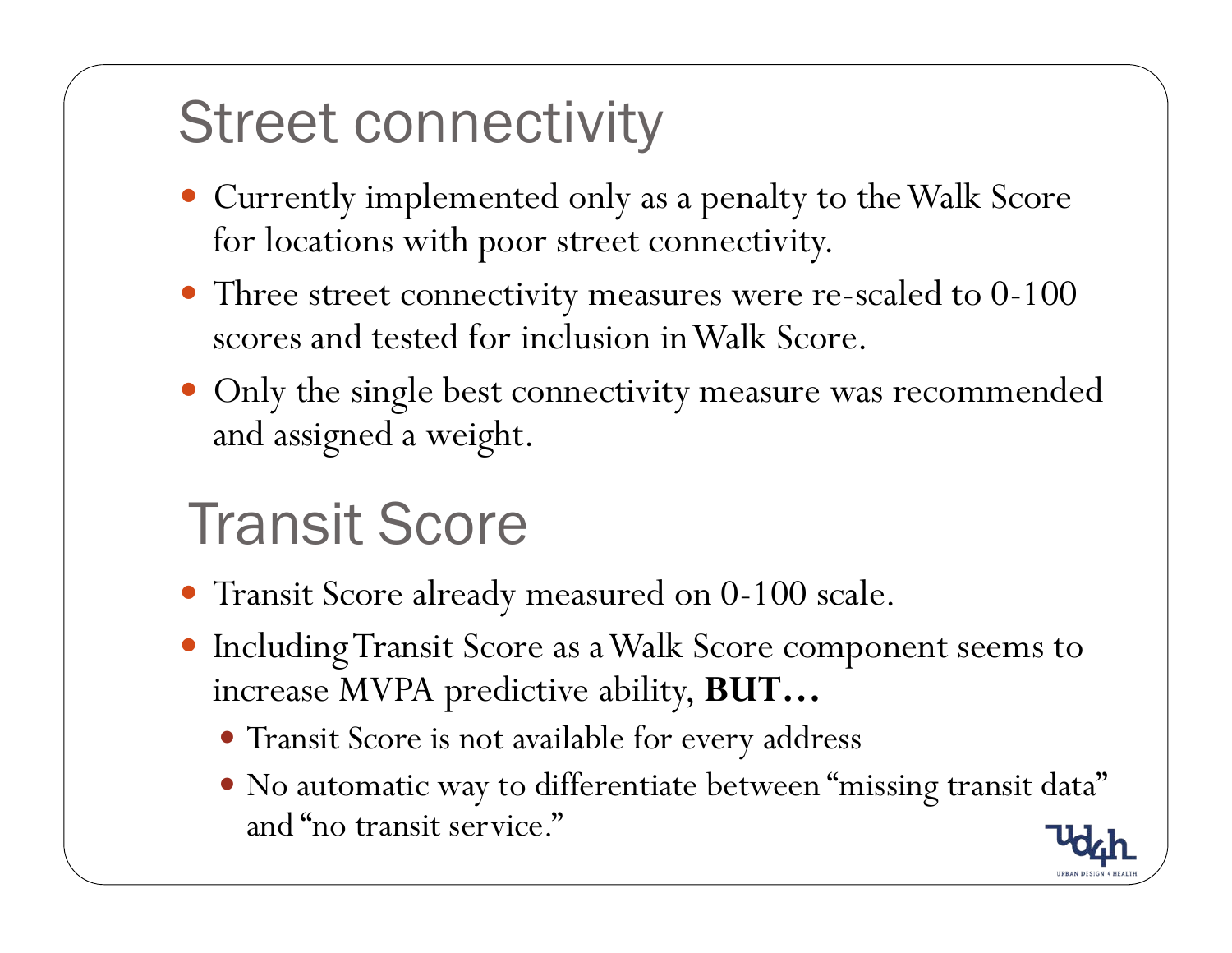## Street connectivity

- Currently implemented only as a penalty to the Walk Score for locations with poor street connectivity.
- Three street connectivity measures were re-scaled to 0-100 scores and tested for inclusion in Walk Score.
- Only the single best connectivity measure was recommended and assigned a weight.

## Transit Score

- Transit Score already measured on 0-100 scale.
- Including Transit Score as a Walk Score component seems to increase MVPA predictive ability, **BUT…**
  - Transit Score is not available for every address
  - No automatic way to differentiate between "missing transit data" and "no transit service."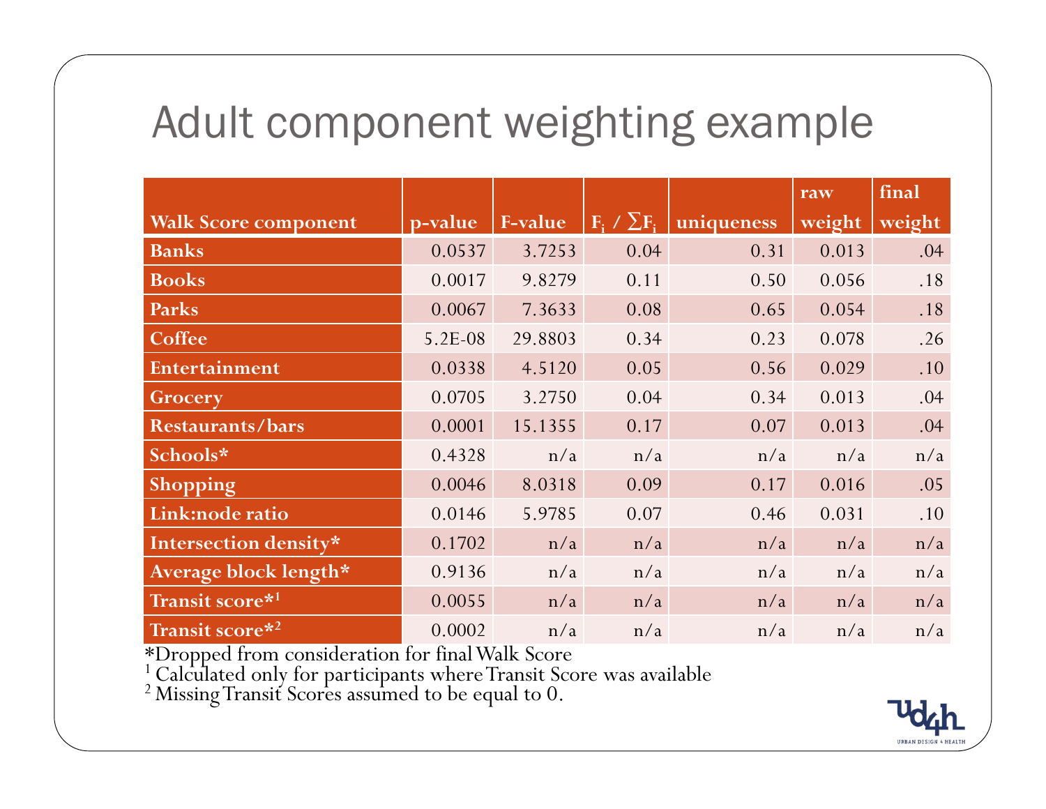# Adult component weighting example

| Walk Score component | p-value | F-value | $F_i / \sum F_i$ | uniqueness | raw weight | final weight |
|---|---|---|---|---|---|---|
| Banks | 0.0537 | 3.7253 | 0.04 | 0.31 | 0.013 | .04 |
| Books | 0.0017 | 9.8279 | 0.11 | 0.50 | 0.056 | .18 |
| Parks | 0.0067 | 7.3633 | 0.08 | 0.65 | 0.054 | .18 |
| Coffee | 5.2E-08 | 29.8803 | 0.34 | 0.23 | 0.078 | .26 |
| Entertainment | 0.0338 | 4.5120 | 0.05 | 0.56 | 0.029 | .10 |
| Grocery | 0.0705 | 3.2750 | 0.04 | 0.34 | 0.013 | .04 |
| Restaurants/bars | 0.0001 | 15.1355 | 0.17 | 0.07 | 0.013 | .04 |
| Schools* | 0.4328 | n/a | n/a | n/a | n/a | n/a |
| Shopping | 0.0046 | 8.0318 | 0.09 | 0.17 | 0.016 | .05 |
| Link:node ratio | 0.0146 | 5.9785 | 0.07 | 0.46 | 0.031 | .10 |
| Intersection density* | 0.1702 | n/a | n/a | n/a | n/a | n/a |
| Average block length* | 0.9136 | n/a | n/a | n/a | n/a | n/a |
| Transit score*[1] | 0.0055 | n/a | n/a | n/a | n/a | n/a |
| Transit score*[2] | 0.0002 | n/a | n/a | n/a | n/a | n/a |

*Dropped from consideration for final Walk Score

[1] Calculated only for participants where Transit Score was available

[2] Missing Transit Scores assumed to be equal to 0.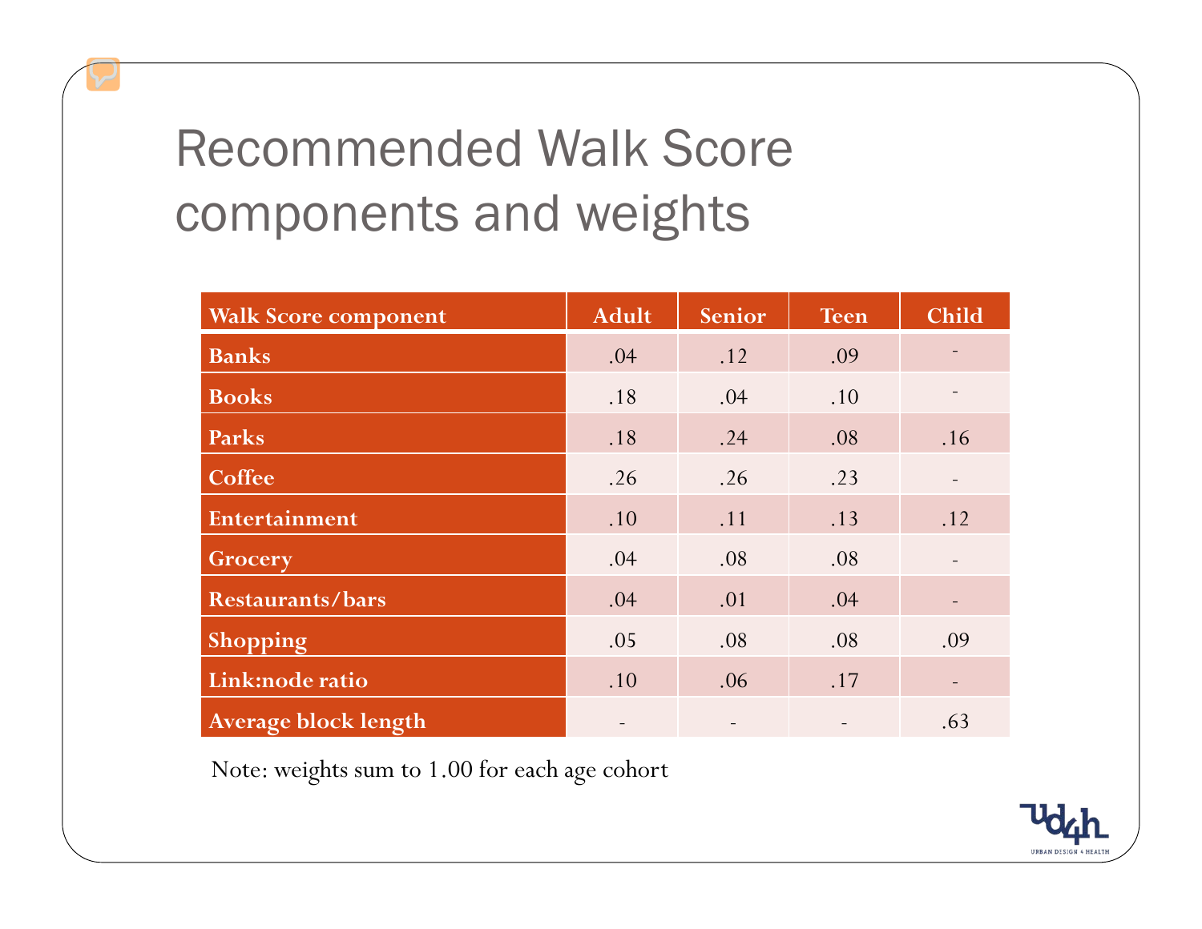# Recommended Walk Score components and weights

| Walk Score component | Adult | Senior | Teen | Child |
|---|---|---|---|---|
| **Banks** | .04 | .12 | .09 | - |
| **Books** | .18 | .04 | .10 | - |
| **Parks** | .18 | .24 | .08 | .16 |
| **Coffee** | .26 | .26 | .23 | - |
| **Entertainment** | .10 | .11 | .13 | .12 |
| **Grocery** | .04 | .08 | .08 | - |
| **Restaurants/bars** | .04 | .01 | .04 | - |
| **Shopping** | .05 | .08 | .08 | .09 |
| **Link:node ratio** | .10 | .06 | .17 | - |
| **Average block length** | - | - | - | .63 |

Note: weights sum to 1.00 for each age cohort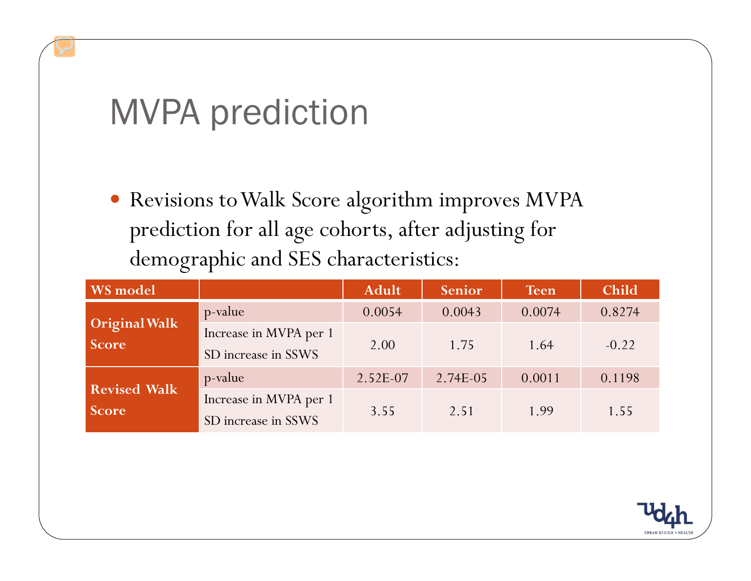# MVPA prediction

- Revisions to Walk Score algorithm improves MVPA prediction for all age cohorts, after adjusting for demographic and SES characteristics:

| WS model | | Adult | Senior | Teen | Child |
|---|---|---|---|---|---|
| Original Walk Score | p-value | 0.0054 | 0.0043 | 0.0074 | 0.8274 |
| | Increase in MVPA per 1 SD increase in SSWS | 2.00 | 1.75 | 1.64 | -0.22 |
| Revised Walk Score | p-value | 2.52E-07 | 2.74E-05 | 0.0011 | 0.1198 |
| | Increase in MVPA per 1 SD increase in SSWS | 3.55 | 2.51 | 1.99 | 1.55 |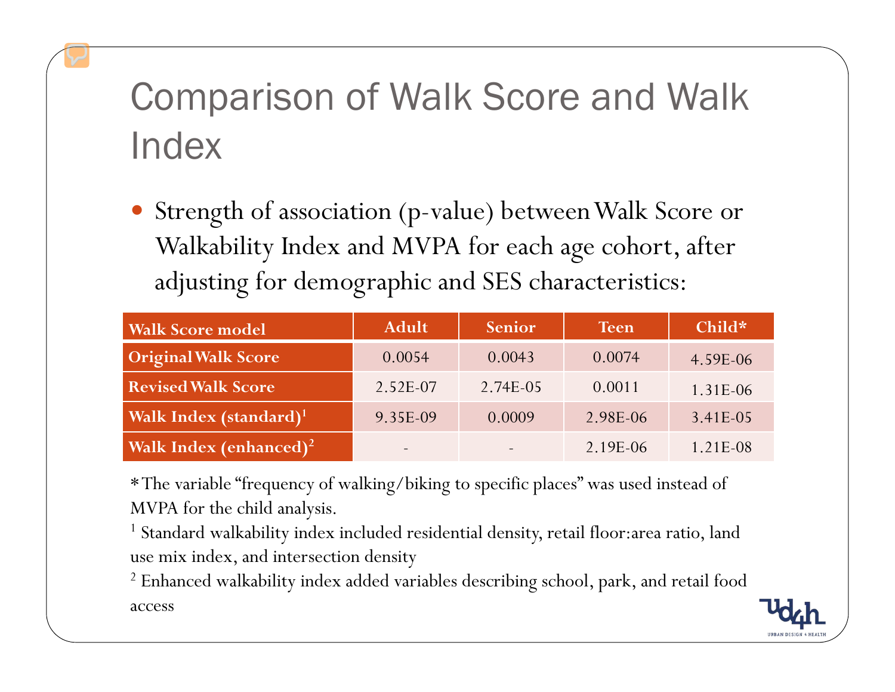# Comparison of Walk Score and Walk Index

- Strength of association (p-value) between Walk Score or Walkability Index and MVPA for each age cohort, after adjusting for demographic and SES characteristics:

| Walk Score model | Adult | Senior | Teen | Child* |
|---|---|---|---|---|
| Original Walk Score | 0.0054 | 0.0043 | 0.0074 | 4.59E-06 |
| Revised Walk Score | 2.52E-07 | 2.74E-05 | 0.0011 | 1.31E-06 |
| Walk Index (standard)[1] | 9.35E-09 | 0.0009 | 2.98E-06 | 3.41E-05 |
| Walk Index (enhanced)[2] | - | - | 2.19E-06 | 1.21E-08 |

*The variable "frequency of walking/biking to specific places" was used instead of MVPA for the child analysis.

[1] Standard walkability index included residential density, retail floor:area ratio, land use mix index, and intersection density

[2] Enhanced walkability index added variables describing school, park, and retail food access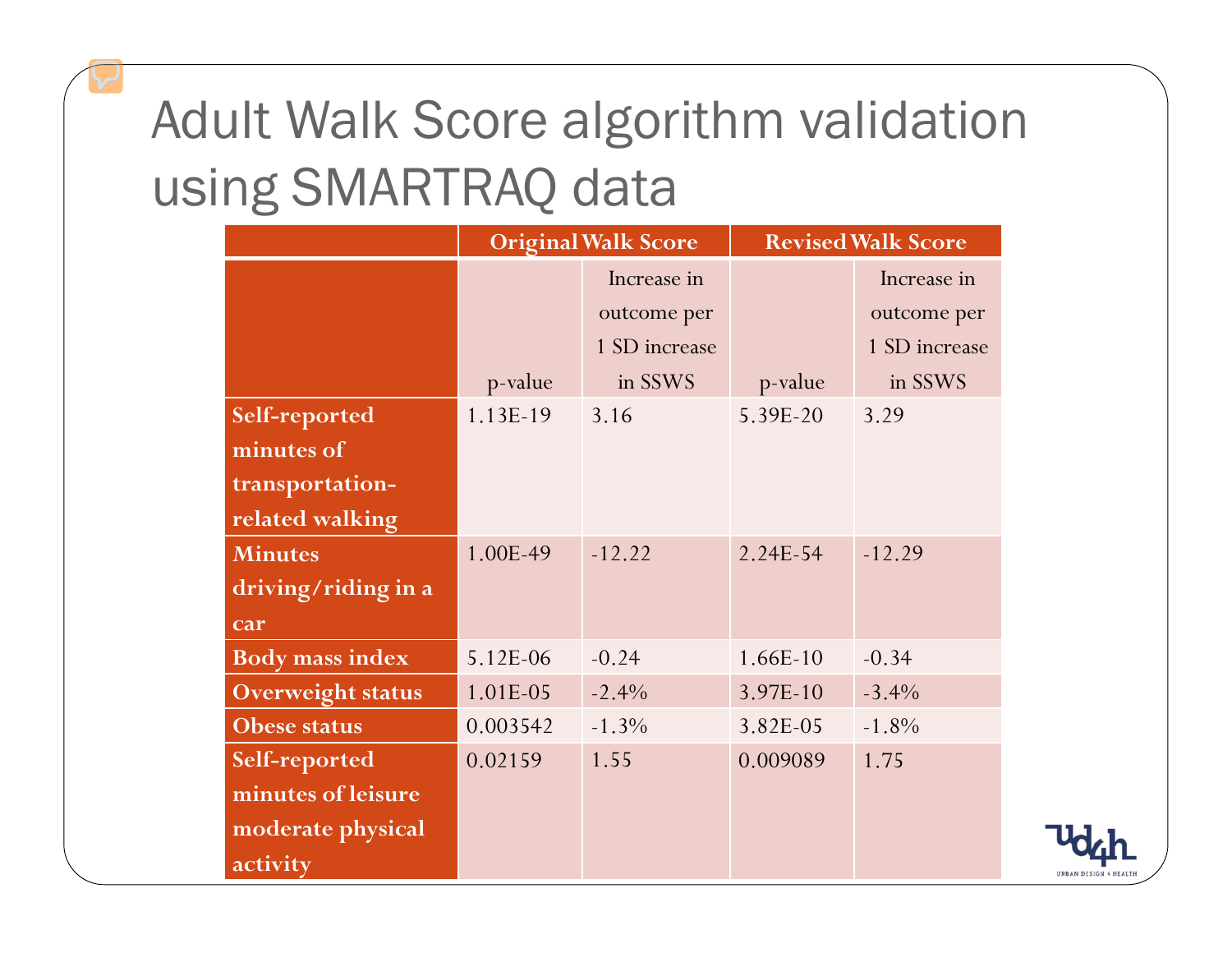# Adult Walk Score algorithm validation using SMARTRAQ data

| | Original Walk Score | | Revised Walk Score | |
|---|---|---|---|---|
| | p-value | Increase in outcome per 1 SD increase in SSWS | p-value | Increase in outcome per 1 SD increase in SSWS |
| **Self-reported minutes of transportation-related walking** | 1.13E-19 | 3.16 | 5.39E-20 | 3.29 |
| **Minutes driving/riding in a car** | 1.00E-49 | -12.22 | 2.24E-54 | -12.29 |
| **Body mass index** | 5.12E-06 | -0.24 | 1.66E-10 | -0.34 |
| **Overweight status** | 1.01E-05 | -2.4% | 3.97E-10 | -3.4% |
| **Obese status** | 0.003542 | -1.3% | 3.82E-05 | -1.8% |
| **Self-reported minutes of leisure moderate physical activity** | 0.02159 | 1.55 | 0.009089 | 1.75 |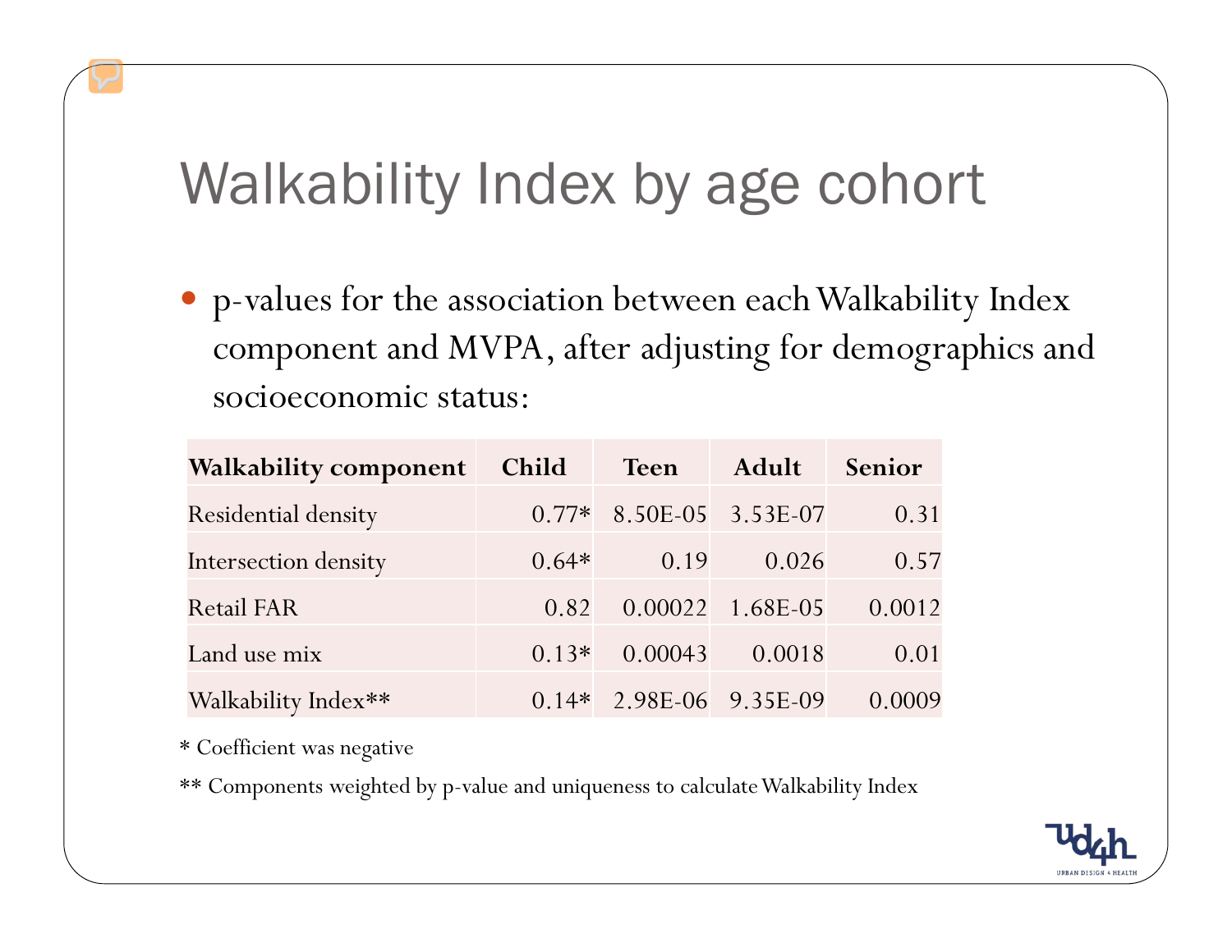# Walkability Index by age cohort

- p-values for the association between each Walkability Index component and MVPA, after adjusting for demographics and socioeconomic status:

| Walkability component | Child | Teen | Adult | Senior |
|---|---|---|---|---|
| Residential density | 0.77* | 8.50E-05 | 3.53E-07 | 0.31 |
| Intersection density | 0.64* | 0.19 | 0.026 | 0.57 |
| Retail FAR | 0.82 | 0.00022 | 1.68E-05 | 0.0012 |
| Land use mix | 0.13* | 0.00043 | 0.0018 | 0.01 |
| Walkability Index** | 0.14* | 2.98E-06 | 9.35E-09 | 0.0009 |

* Coefficient was negative

** Components weighted by p-value and uniqueness to calculate Walkability Index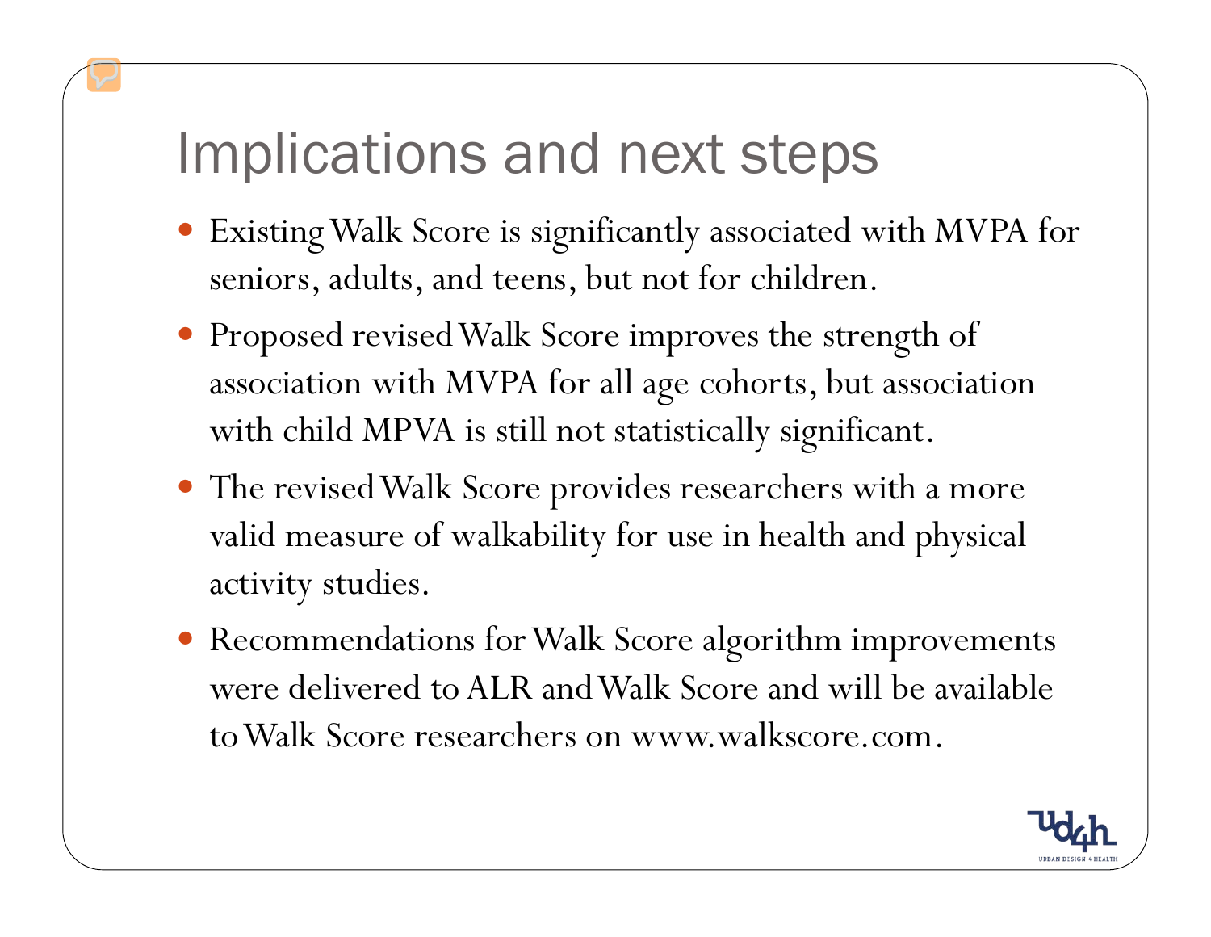# Implications and next steps

- Existing Walk Score is significantly associated with MVPA for seniors, adults, and teens, but not for children.
- Proposed revised Walk Score improves the strength of association with MVPA for all age cohorts, but association with child MPVA is still not statistically significant.
- The revised Walk Score provides researchers with a more valid measure of walkability for use in health and physical activity studies.
- Recommendations for Walk Score algorithm improvements were delivered to ALR and Walk Score and will be available to Walk Score researchers on www.walkscore.com.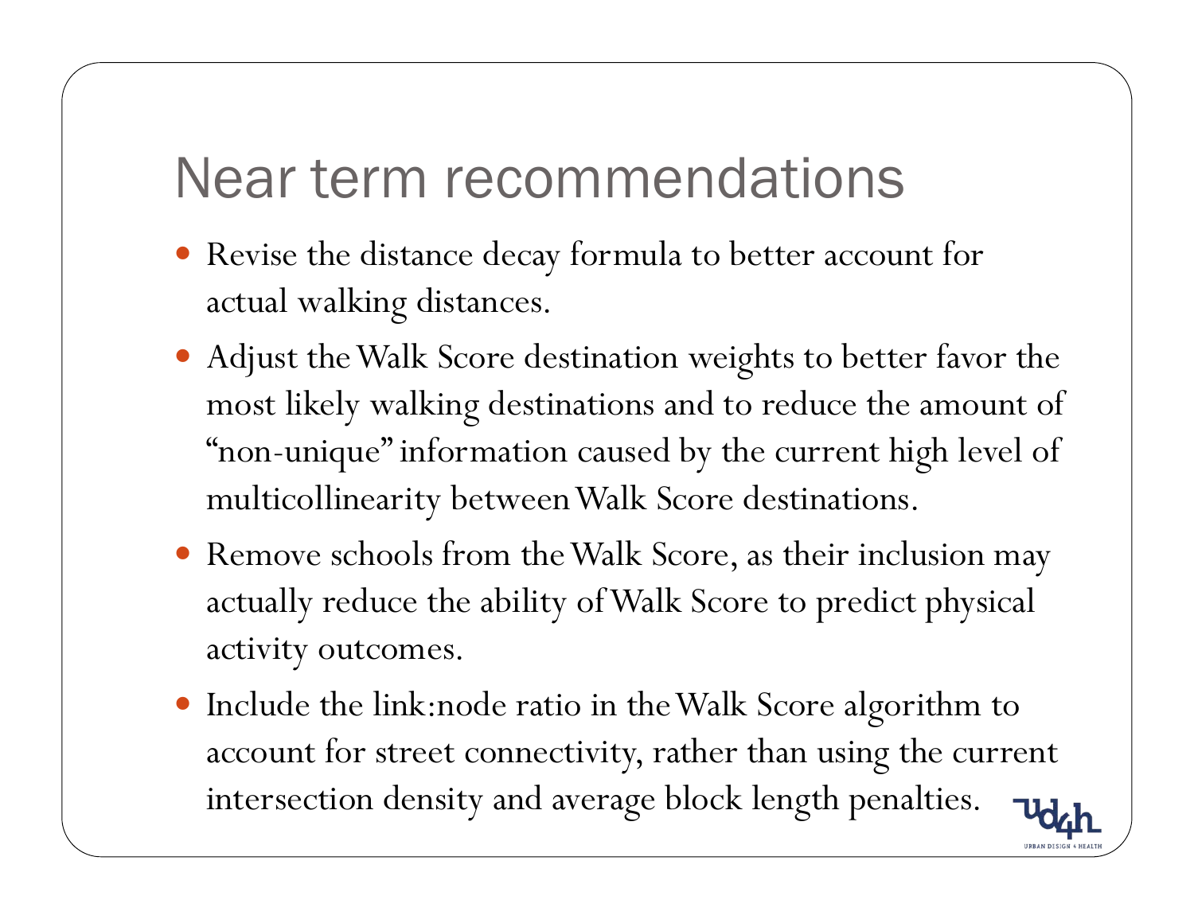# Near term recommendations

- Revise the distance decay formula to better account for actual walking distances.
- Adjust the Walk Score destination weights to better favor the most likely walking destinations and to reduce the amount of "non-unique" information caused by the current high level of multicollinearity between Walk Score destinations.
- Remove schools from the Walk Score, as their inclusion may actually reduce the ability of Walk Score to predict physical activity outcomes.
- Include the link:node ratio in the Walk Score algorithm to account for street connectivity, rather than using the current intersection density and average block length penalties.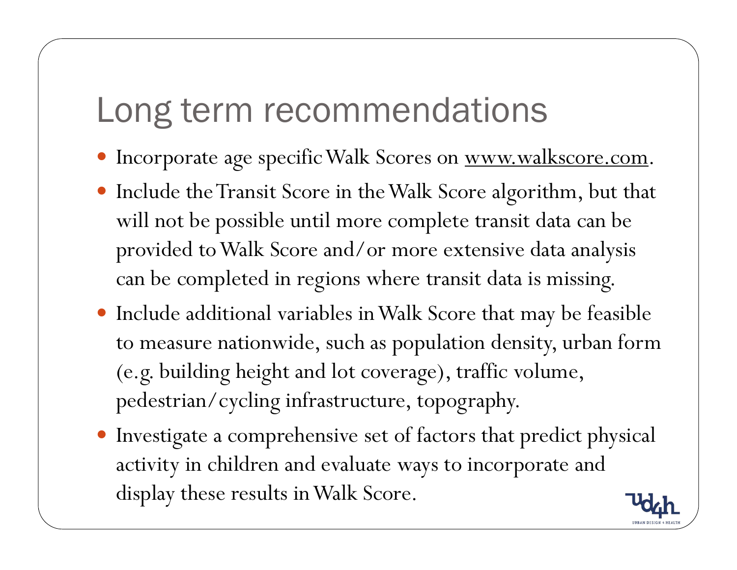# Long term recommendations

- Incorporate age specific Walk Scores on www.walkscore.com.
- Include the Transit Score in the Walk Score algorithm, but that will not be possible until more complete transit data can be provided to Walk Score and/or more extensive data analysis can be completed in regions where transit data is missing.
- Include additional variables in Walk Score that may be feasible to measure nationwide, such as population density, urban form (e.g. building height and lot coverage), traffic volume, pedestrian/cycling infrastructure, topography.
- Investigate a comprehensive set of factors that predict physical activity in children and evaluate ways to incorporate and display these results in Walk Score.